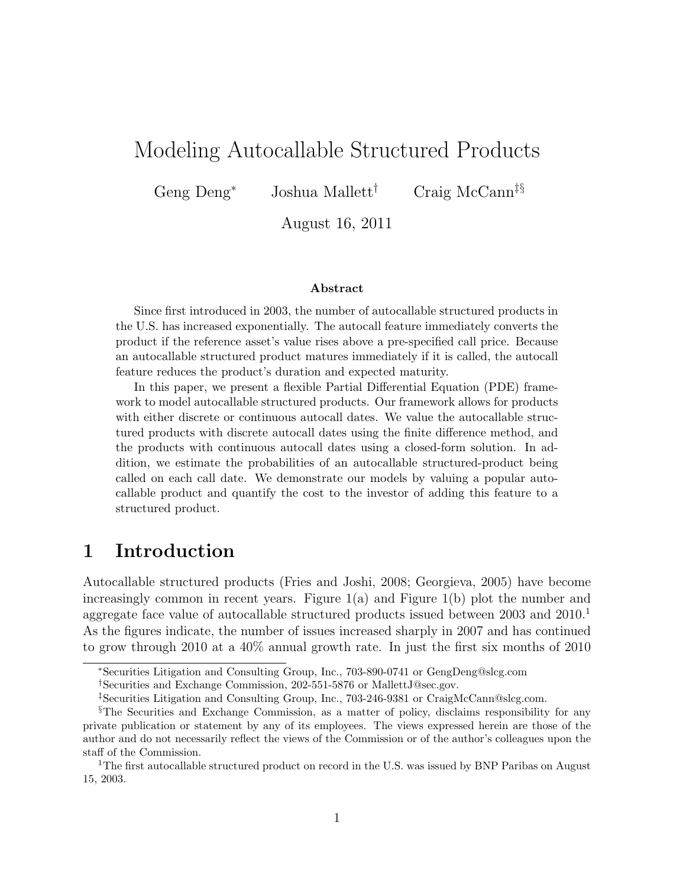# Modeling Autocallable Structured Products

Geng Deng[*] Joshua Mallett[†] Craig McCann[‡§]

August 16, 2011

### Abstract

Since first introduced in 2003, the number of autocallable structured products in the U.S. has increased exponentially. The autocall feature immediately converts the product if the reference asset's value rises above a pre-specified call price. Because an autocallable structured product matures immediately if it is called, the autocall feature reduces the product's duration and expected maturity.

In this paper, we present a flexible Partial Differential Equation (PDE) framework to model autocallable structured products. Our framework allows for products with either discrete or continuous autocall dates. We value the autocallable structured products with discrete autocall dates using the finite difference method, and the products with continuous autocall dates using a closed-form solution. In addition, we estimate the probabilities of an autocallable structured-product being called on each call date. We demonstrate our models by valuing a popular autocallable product and quantify the cost to the investor of adding this feature to a structured product.

## 1 Introduction

Autocallable structured products (Fries and Joshi, 2008; Georgieva, 2005) have become increasingly common in recent years. Figure 1(a) and Figure 1(b) plot the number and aggregate face value of autocallable structured products issued between 2003 and 2010.[1] As the figures indicate, the number of issues increased sharply in 2007 and has continued to grow through 2010 at a 40% annual growth rate. In just the first six months of 2010

---

[*]Securities Litigation and Consulting Group, Inc., 703-890-0741 or GengDeng@slcg.com

[†]Securities and Exchange Commission, 202-551-5876 or MallettJ@sec.gov.

[‡]Securities Litigation and Consulting Group, Inc., 703-246-9381 or CraigMcCann@slcg.com.

[§]The Securities and Exchange Commission, as a matter of policy, disclaims responsibility for any private publication or statement by any of its employees. The views expressed herein are those of the author and do not necessarily reflect the views of the Commission or of the author's colleagues upon the staff of the Commission.

[1]The first autocallable structured product on record in the U.S. was issued by BNP Paribas on August 15, 2003.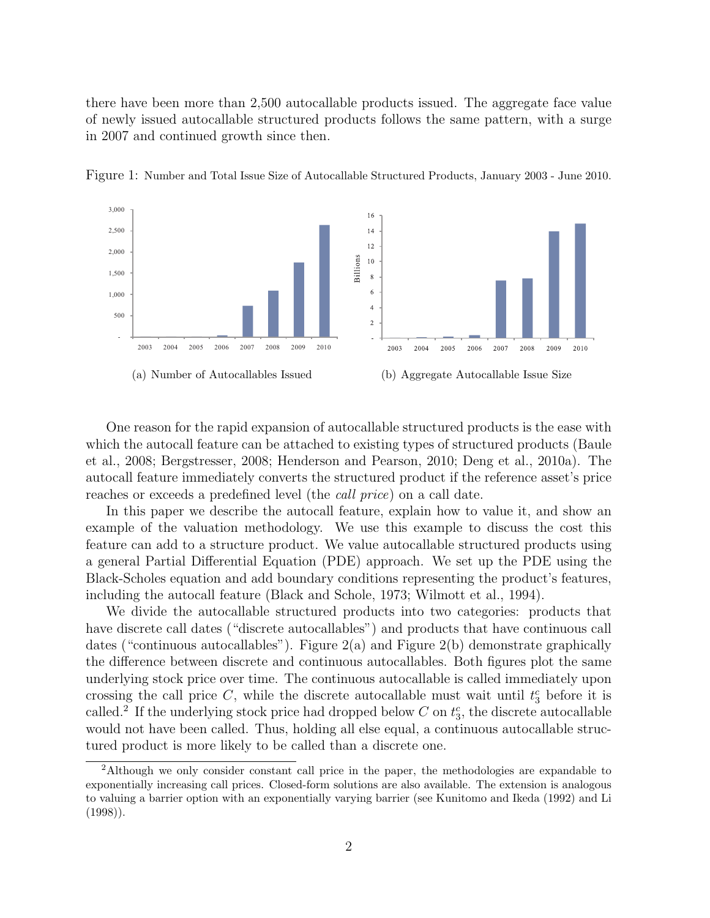there have been more than 2,500 autocallable products issued. The aggregate face value of newly issued autocallable structured products follows the same pattern, with a surge in 2007 and continued growth since then.

Figure 1: Number and Total Issue Size of Autocallable Structured Products, January 2003 - June 2010.

(a) Number of Autocallables Issued

(b) Aggregate Autocallable Issue Size

One reason for the rapid expansion of autocallable structured products is the ease with which the autocall feature can be attached to existing types of structured products (Baule et al., 2008; Bergstresser, 2008; Henderson and Pearson, 2010; Deng et al., 2010a). The autocall feature immediately converts the structured product if the reference asset's price reaches or exceeds a predefined level (the *call price*) on a call date.

In this paper we describe the autocall feature, explain how to value it, and show an example of the valuation methodology. We use this example to discuss the cost this feature can add to a structure product. We value autocallable structured products using a general Partial Differential Equation (PDE) approach. We set up the PDE using the Black-Scholes equation and add boundary conditions representing the product's features, including the autocall feature (Black and Schole, 1973; Wilmott et al., 1994).

We divide the autocallable structured products into two categories: products that have discrete call dates ("discrete autocallables") and products that have continuous call dates ("continuous autocallables"). Figure 2(a) and Figure 2(b) demonstrate graphically the difference between discrete and continuous autocallables. Both figures plot the same underlying stock price over time. The continuous autocallable is called immediately upon crossing the call price $C$, while the discrete autocallable must wait until $t_3^c$ before it is called.[2] If the underlying stock price had dropped below $C$ on $t_3^c$, the discrete autocallable would not have been called. Thus, holding all else equal, a continuous autocallable structured product is more likely to be called than a discrete one.

[2]Although we only consider constant call price in the paper, the methodologies are expandable to exponentially increasing call prices. Closed-form solutions are also available. The extension is analogous to valuing a barrier option with an exponentially varying barrier (see Kunitomo and Ikeda (1992) and Li (1998)).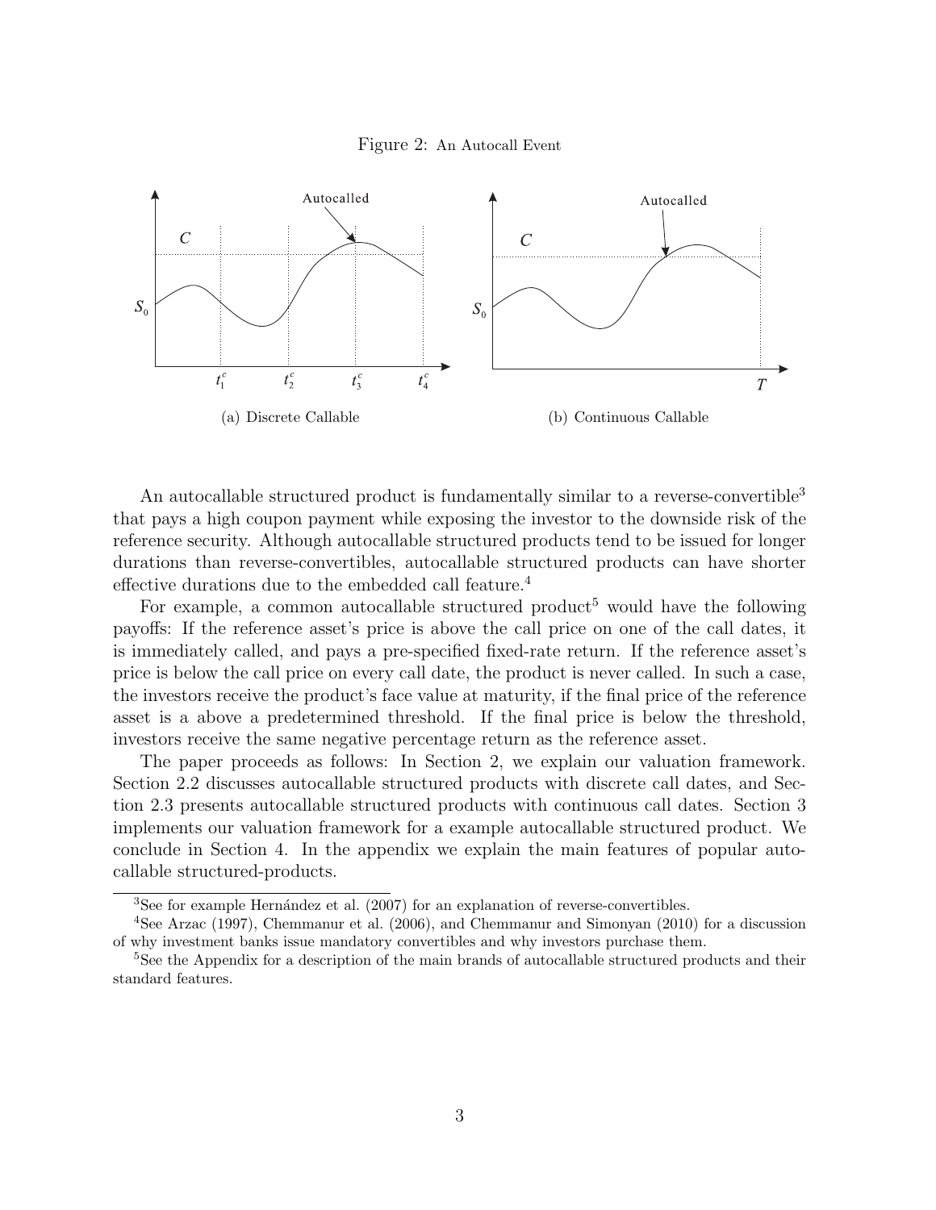Figure 2: An Autocall Event

(a) Discrete Callable

(b) Continuous Callable

An autocallable structured product is fundamentally similar to a reverse-convertible[3] that pays a high coupon payment while exposing the investor to the downside risk of the reference security. Although autocallable structured products tend to be issued for longer durations than reverse-convertibles, autocallable structured products can have shorter effective durations due to the embedded call feature.[4]

For example, a common autocallable structured product[5] would have the following payoffs: If the reference asset's price is above the call price on one of the call dates, it is immediately called, and pays a pre-specified fixed-rate return. If the reference asset's price is below the call price on every call date, the product is never called. In such a case, the investors receive the product's face value at maturity, if the final price of the reference asset is a above a predetermined threshold. If the final price is below the threshold, investors receive the same negative percentage return as the reference asset.

The paper proceeds as follows: In Section 2, we explain our valuation framework. Section 2.2 discusses autocallable structured products with discrete call dates, and Section 2.3 presents autocallable structured products with continuous call dates. Section 3 implements our valuation framework for a example autocallable structured product. We conclude in Section 4. In the appendix we explain the main features of popular autocallable structured-products.

[3]See for example Hernández et al. (2007) for an explanation of reverse-convertibles.

[4]See Arzac (1997), Chemmanur et al. (2006), and Chemmanur and Simonyan (2010) for a discussion of why investment banks issue mandatory convertibles and why investors purchase them.

[5]See the Appendix for a description of the main brands of autocallable structured products and their standard features.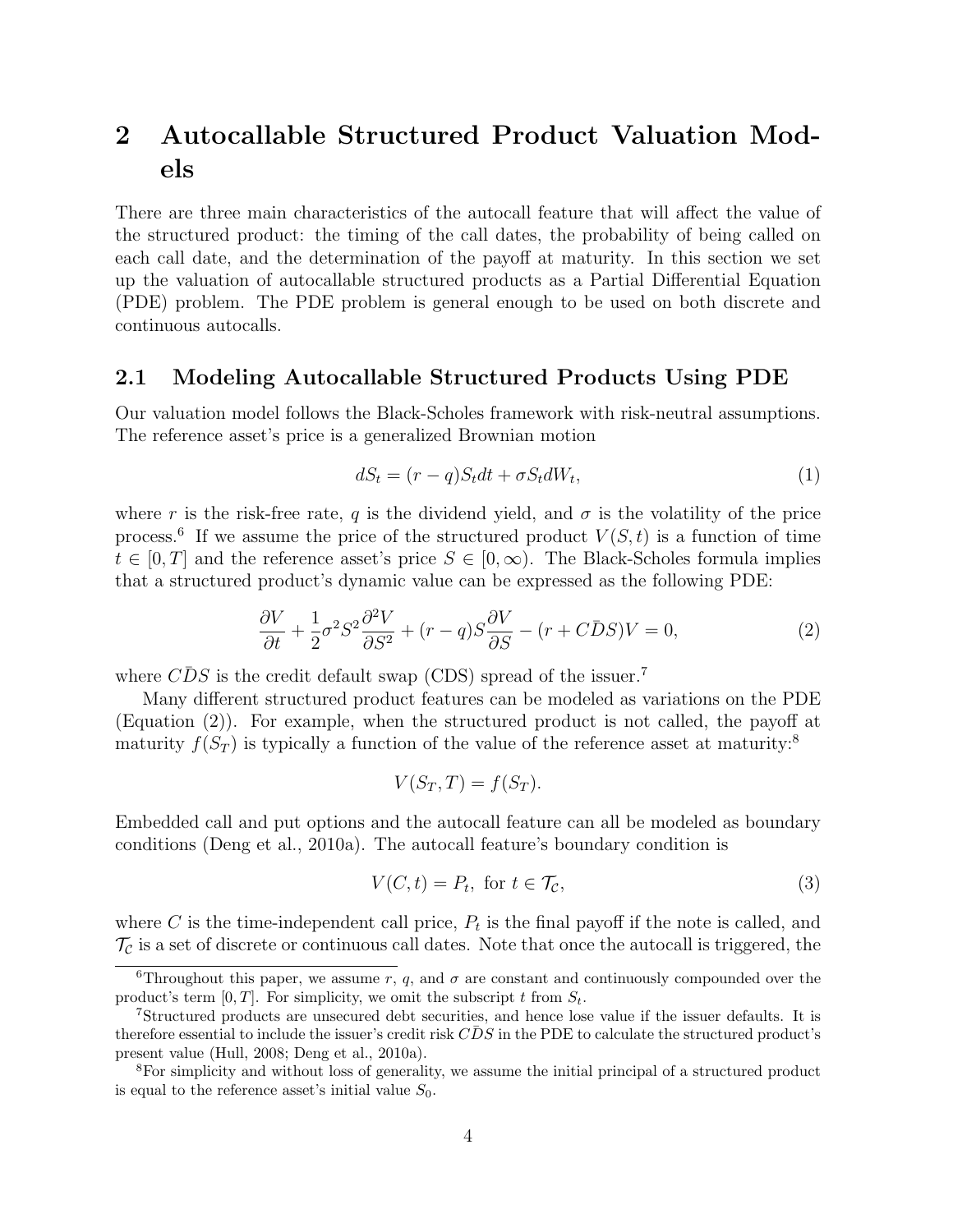# 2 Autocallable Structured Product Valuation Models

There are three main characteristics of the autocall feature that will affect the value of the structured product: the timing of the call dates, the probability of being called on each call date, and the determination of the payoff at maturity. In this section we set up the valuation of autocallable structured products as a Partial Differential Equation (PDE) problem. The PDE problem is general enough to be used on both discrete and continuous autocalls.

## 2.1 Modeling Autocallable Structured Products Using PDE

Our valuation model follows the Black-Scholes framework with risk-neutral assumptions. The reference asset's price is a generalized Brownian motion

$$dS_t = (r - q)S_t dt + \sigma S_t dW_t, \tag{1}$$

where $r$ is the risk-free rate, $q$ is the dividend yield, and $\sigma$ is the volatility of the price process.[6] If we assume the price of the structured product $V(S,t)$ is a function of time $t \in [0,T]$ and the reference asset's price $S \in [0,\infty)$. The Black-Scholes formula implies that a structured product's dynamic value can be expressed as the following PDE:

$$\frac{\partial V}{\partial t} + \frac{1}{2}\sigma^2 S^2 \frac{\partial^2 V}{\partial S^2} + (r - q)S\frac{\partial V}{\partial S} - (r + C\bar{D}S)V = 0, \tag{2}$$

where $C\bar{D}S$ is the credit default swap (CDS) spread of the issuer.[7]

Many different structured product features can be modeled as variations on the PDE (Equation (2)). For example, when the structured product is not called, the payoff at maturity $f(S_T)$ is typically a function of the value of the reference asset at maturity:[8]

$$V(S_T, T) = f(S_T).$$

Embedded call and put options and the autocall feature can all be modeled as boundary conditions (Deng et al., 2010a). The autocall feature's boundary condition is

$$V(C,t) = P_t, \text{ for } t \in \mathcal{T}_\mathcal{C}, \tag{3}$$

where $C$ is the time-independent call price, $P_t$ is the final payoff if the note is called, and $\mathcal{T}_\mathcal{C}$ is a set of discrete or continuous call dates. Note that once the autocall is triggered, the

[6] Throughout this paper, we assume $r$, $q$, and $\sigma$ are constant and continuously compounded over the product's term $[0,T]$. For simplicity, we omit the subscript $t$ from $S_t$.

[7] Structured products are unsecured debt securities, and hence lose value if the issuer defaults. It is therefore essential to include the issuer's credit risk $C\bar{D}S$ in the PDE to calculate the structured product's present value (Hull, 2008; Deng et al., 2010a).

[8] For simplicity and without loss of generality, we assume the initial principal of a structured product is equal to the reference asset's initial value $S_0$.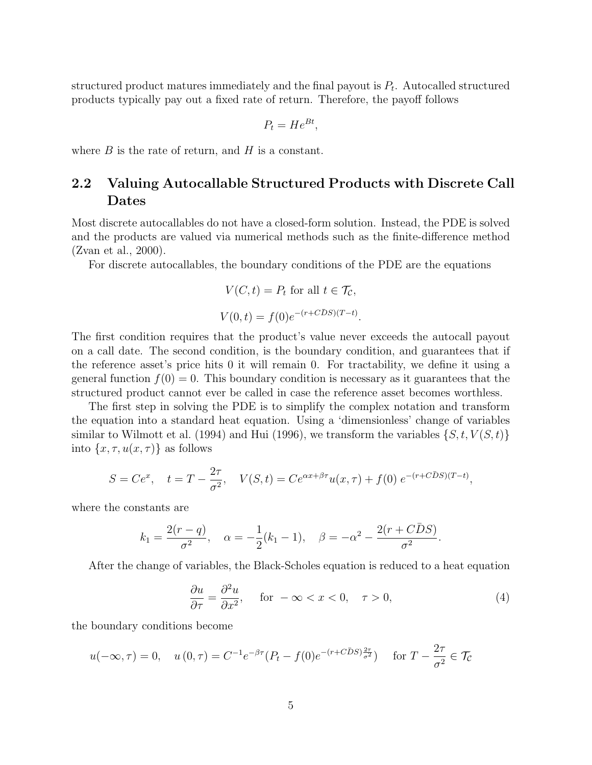structured product matures immediately and the final payout is $P_t$. Autocalled structured products typically pay out a fixed rate of return. Therefore, the payoff follows

$$P_t = He^{Bt},$$

where $B$ is the rate of return, and $H$ is a constant.

## 2.2 Valuing Autocallable Structured Products with Discrete Call Dates

Most discrete autocallables do not have a closed-form solution. Instead, the PDE is solved and the products are valued via numerical methods such as the finite-difference method (Zvan et al., 2000).

For discrete autocallables, the boundary conditions of the PDE are the equations

$$V(C, t) = P_t \text{ for all } t \in \mathcal{T}_{\mathcal{C}},$$

$$V(0, t) = f(0)e^{-(r+C\bar{D}S)(T-t)}.$$

The first condition requires that the product's value never exceeds the autocall payout on a call date. The second condition, is the boundary condition, and guarantees that if the reference asset's price hits 0 it will remain 0. For tractability, we define it using a general function $f(0) = 0$. This boundary condition is necessary as it guarantees that the structured product cannot ever be called in case the reference asset becomes worthless.

The first step in solving the PDE is to simplify the complex notation and transform the equation into a standard heat equation. Using a 'dimensionless' change of variables similar to Wilmott et al. (1994) and Hui (1996), we transform the variables $\{S, t, V(S, t)\}$ into $\{x, \tau, u(x, \tau)\}$ as follows

$$S = Ce^x, \quad t = T - \frac{2\tau}{\sigma^2}, \quad V(S, t) = Ce^{\alpha x + \beta\tau}u(x, \tau) + f(0)\, e^{-(r+C\bar{D}S)(T-t)},$$

where the constants are

$$k_1 = \frac{2(r-q)}{\sigma^2}, \quad \alpha = -\frac{1}{2}(k_1 - 1), \quad \beta = -\alpha^2 - \frac{2(r + C\bar{D}S)}{\sigma^2}.$$

After the change of variables, the Black-Scholes equation is reduced to a heat equation

$$\frac{\partial u}{\partial \tau} = \frac{\partial^2 u}{\partial x^2}, \quad \text{for } -\infty < x < 0, \quad \tau > 0, \tag{4}$$

the boundary conditions become

$$u(-\infty, \tau) = 0, \quad u(0, \tau) = C^{-1}e^{-\beta\tau}(P_t - f(0)e^{-(r+C\bar{D}S)\frac{2\tau}{\sigma^2}}) \quad \text{for } T - \frac{2\tau}{\sigma^2} \in \mathcal{T}_{\mathcal{C}}$$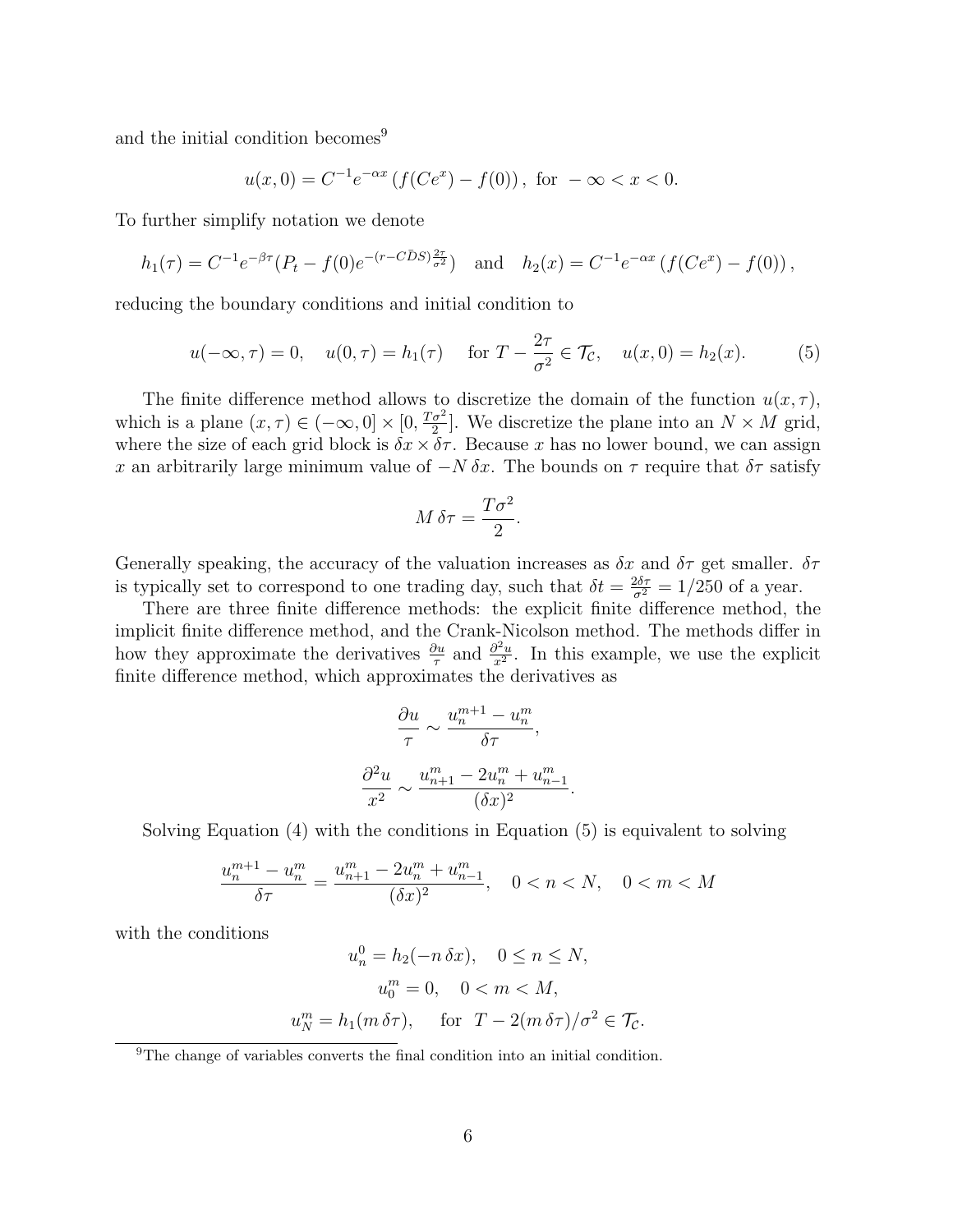and the initial condition becomes[9]

$$u(x,0) = C^{-1}e^{-\alpha x}\left(f(Ce^x) - f(0)\right), \text{ for } -\infty < x < 0.$$

To further simplify notation we denote

$$h_1(\tau) = C^{-1}e^{-\beta\tau}(P_t - f(0)e^{-(r-C\bar{D}S)\frac{2\tau}{\sigma^2}}) \quad \text{and} \quad h_2(x) = C^{-1}e^{-\alpha x}\left(f(Ce^x) - f(0)\right),$$

reducing the boundary conditions and initial condition to

$$u(-\infty,\tau) = 0, \quad u(0,\tau) = h_1(\tau) \quad \text{for } T - \frac{2\tau}{\sigma^2} \in \mathcal{T}_{\mathcal{C}}, \quad u(x,0) = h_2(x). \tag{5}$$

The finite difference method allows to discretize the domain of the function $u(x,\tau)$, which is a plane $(x,\tau) \in (-\infty, 0] \times [0, \frac{T\sigma^2}{2}]$. We discretize the plane into an $N \times M$ grid, where the size of each grid block is $\delta x \times \delta\tau$. Because $x$ has no lower bound, we can assign $x$ an arbitrarily large minimum value of $-N\,\delta x$. The bounds on $\tau$ require that $\delta\tau$ satisfy

$$M\,\delta\tau = \frac{T\sigma^2}{2}.$$

Generally speaking, the accuracy of the valuation increases as $\delta x$ and $\delta\tau$ get smaller. $\delta\tau$ is typically set to correspond to one trading day, such that $\delta t = \frac{2\delta\tau}{\sigma^2} = 1/250$ of a year.

There are three finite difference methods: the explicit finite difference method, the implicit finite difference method, and the Crank-Nicolson method. The methods differ in how they approximate the derivatives $\frac{\partial u}{\tau}$ and $\frac{\partial^2 u}{x^2}$. In this example, we use the explicit finite difference method, which approximates the derivatives as

$$\frac{\partial u}{\tau} \sim \frac{u_n^{m+1} - u_n^m}{\delta\tau},$$

$$\frac{\partial^2 u}{x^2} \sim \frac{u_{n+1}^m - 2u_n^m + u_{n-1}^m}{(\delta x)^2}.$$

Solving Equation (4) with the conditions in Equation (5) is equivalent to solving

$$\frac{u_n^{m+1} - u_n^m}{\delta\tau} = \frac{u_{n+1}^m - 2u_n^m + u_{n-1}^m}{(\delta x)^2}, \quad 0 < n < N, \quad 0 < m < M$$

with the conditions

$$u_n^0 = h_2(-n\,\delta x), \quad 0 \le n \le N,$$

$$u_0^m = 0, \quad 0 < m < M,$$

$$u_N^m = h_1(m\,\delta\tau), \quad \text{for } T - 2(m\,\delta\tau)/\sigma^2 \in \mathcal{T}_{\mathcal{C}}.$$

[9]The change of variables converts the final condition into an initial condition.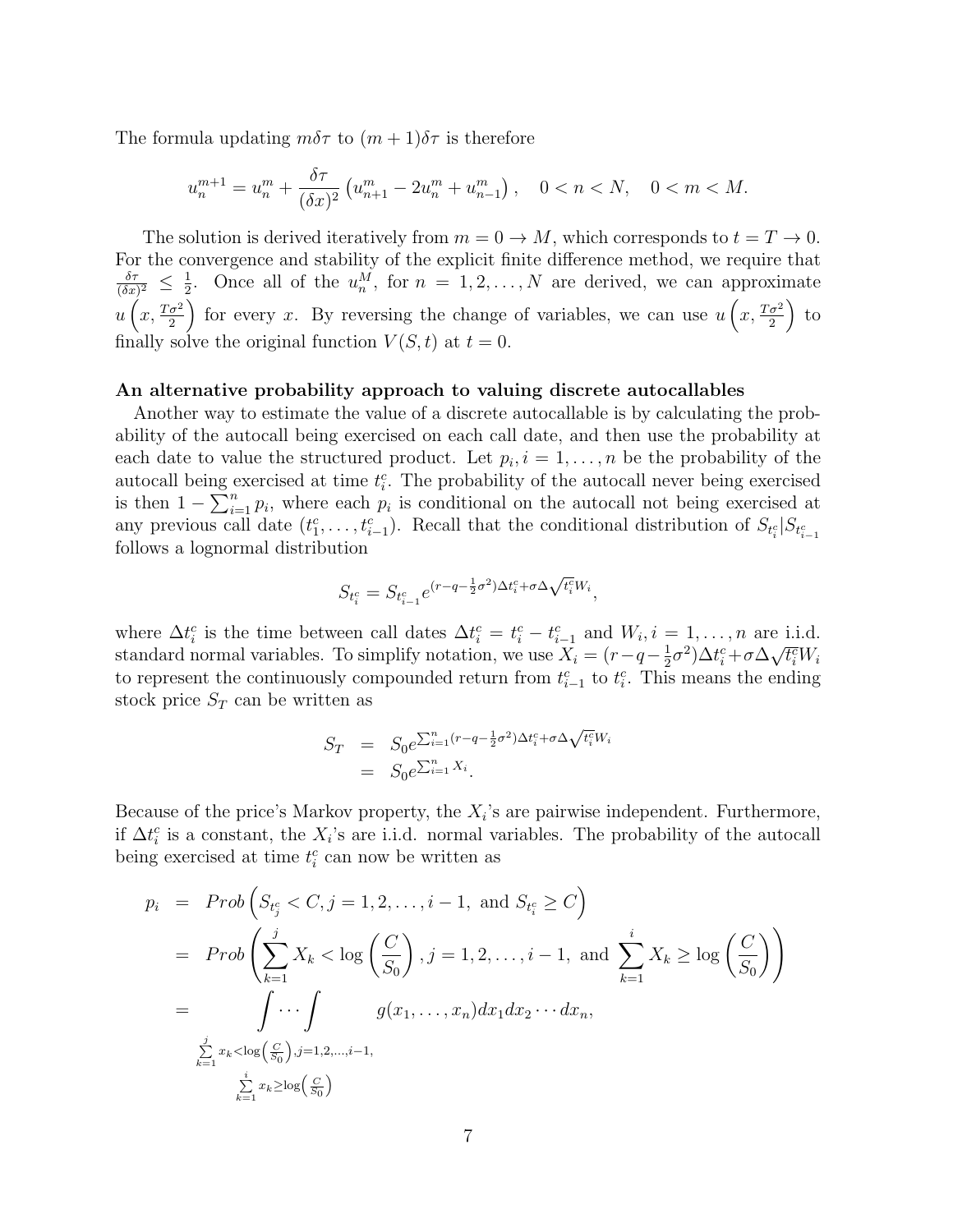The formula updating $m\delta\tau$ to $(m+1)\delta\tau$ is therefore

$$u_n^{m+1} = u_n^m + \frac{\delta\tau}{(\delta x)^2}\left(u_{n+1}^m - 2u_n^m + u_{n-1}^m\right), \quad 0 < n < N, \quad 0 < m < M.$$

The solution is derived iteratively from $m = 0 \to M$, which corresponds to $t = T \to 0$. For the convergence and stability of the explicit finite difference method, we require that $\frac{\delta\tau}{(\delta x)^2} \leq \frac{1}{2}$. Once all of the $u_n^M$, for $n = 1, 2, \ldots, N$ are derived, we can approximate $u\left(x, \frac{T\sigma^2}{2}\right)$ for every $x$. By reversing the change of variables, we can use $u\left(x, \frac{T\sigma^2}{2}\right)$ to finally solve the original function $V(S,t)$ at $t = 0$.

**An alternative probability approach to valuing discrete autocallables**

Another way to estimate the value of a discrete autocallable is by calculating the probability of the autocall being exercised on each call date, and then use the probability at each date to value the structured product. Let $p_i, i = 1, \ldots, n$ be the probability of the autocall being exercised at time $t_i^c$. The probability of the autocall never being exercised is then $1 - \sum_{i=1}^n p_i$, where each $p_i$ is conditional on the autocall not being exercised at any previous call date $(t_1^c, \ldots, t_{i-1}^c)$. Recall that the conditional distribution of $S_{t_i^c}|S_{t_{i-1}^c}$ follows a lognormal distribution

$$S_{t_i^c} = S_{t_{i-1}^c} e^{(r-q-\frac{1}{2}\sigma^2)\Delta t_i^c + \sigma\Delta\sqrt{t_i^c}W_i},$$

where $\Delta t_i^c$ is the time between call dates $\Delta t_i^c = t_i^c - t_{i-1}^c$ and $W_i, i = 1, \ldots, n$ are i.i.d. standard normal variables. To simplify notation, we use $X_i = (r-q-\frac{1}{2}\sigma^2)\Delta t_i^c + \sigma\Delta\sqrt{t_i^c}W_i$ to represent the continuously compounded return from $t_{i-1}^c$ to $t_i^c$. This means the ending stock price $S_T$ can be written as

$$\begin{aligned} S_T &= S_0 e^{\sum_{i=1}^n (r-q-\frac{1}{2}\sigma^2)\Delta t_i^c + \sigma\Delta\sqrt{t_i^c}W_i} \\ &= S_0 e^{\sum_{i=1}^n X_i}. \end{aligned}$$

Because of the price's Markov property, the $X_i$'s are pairwise independent. Furthermore, if $\Delta t_i^c$ is a constant, the $X_i$'s are i.i.d. normal variables. The probability of the autocall being exercised at time $t_i^c$ can now be written as

$$\begin{aligned} p_i &= Prob\left(S_{t_j^c} < C, j = 1, 2, \ldots, i-1, \text{ and } S_{t_i^c} \geq C\right) \\ &= Prob\left(\sum_{k=1}^j X_k < \log\left(\frac{C}{S_0}\right), j = 1, 2, \ldots, i-1, \text{ and } \sum_{k=1}^i X_k \geq \log\left(\frac{C}{S_0}\right)\right) \\ &= \underset{\substack{\sum_{k=1}^j x_k < \log\left(\frac{C}{S_0}\right), j=1,2,\ldots,i-1, \\ \sum_{k=1}^i x_k \geq \log\left(\frac{C}{S_0}\right)}}{\int \cdots \int} g(x_1, \ldots, x_n) dx_1 dx_2 \cdots dx_n, \end{aligned}$$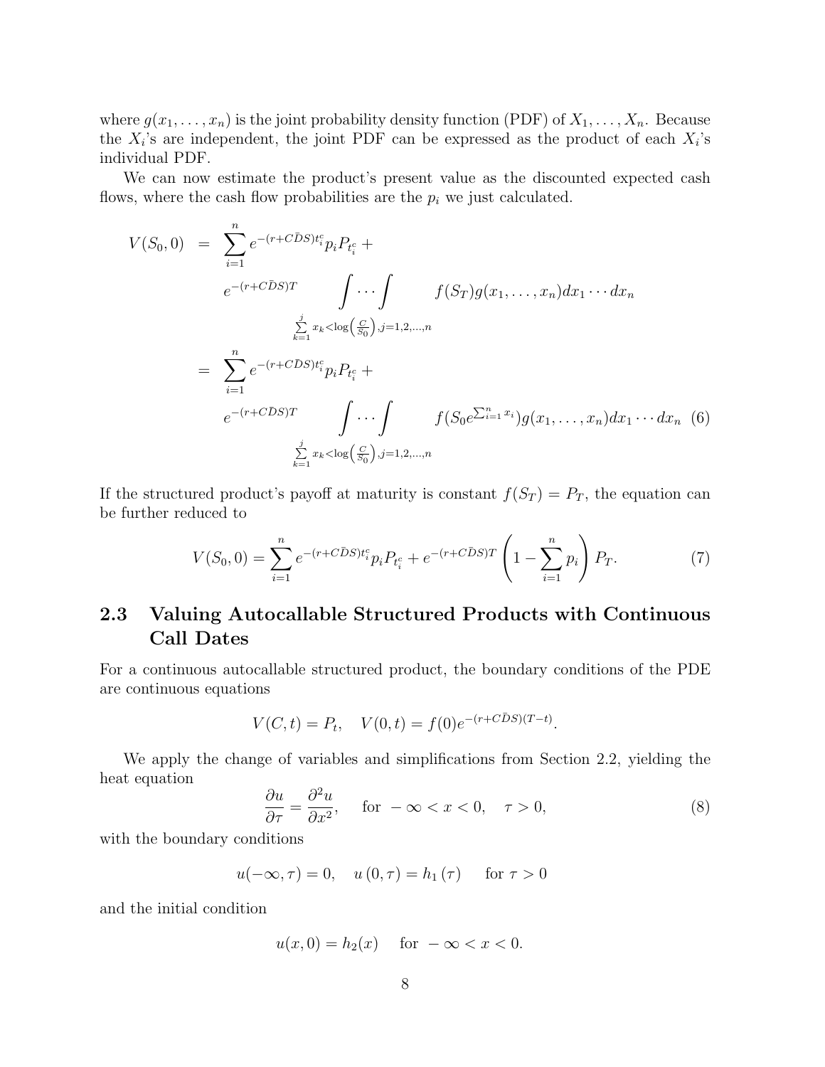where $g(x_1, \ldots, x_n)$ is the joint probability density function (PDF) of $X_1, \ldots, X_n$. Because the $X_i$'s are independent, the joint PDF can be expressed as the product of each $X_i$'s individual PDF.

We can now estimate the product's present value as the discounted expected cash flows, where the cash flow probabilities are the $p_i$ we just calculated.

$$
\begin{aligned}
V(S_0, 0) &= \sum_{i=1}^{n} e^{-(r+C\bar{D}S)t_i^c} p_i P_{t_i^c} + \\
&\quad e^{-(r+C\bar{D}S)T} \int \cdots \int_{\sum_{k=1}^{j} x_k < \log\left(\frac{C}{S_0}\right), j=1,2,\ldots,n} f(S_T) g(x_1, \ldots, x_n) dx_1 \cdots dx_n \\
&= \sum_{i=1}^{n} e^{-(r+C\bar{D}S)t_i^c} p_i P_{t_i^c} + \\
&\quad e^{-(r+C\bar{D}S)T} \int \cdots \int_{\sum_{k=1}^{j} x_k < \log\left(\frac{C}{S_0}\right), j=1,2,\ldots,n} f(S_0 e^{\sum_{i=1}^{n} x_i}) g(x_1, \ldots, x_n) dx_1 \cdots dx_n \quad (6)
\end{aligned}
$$

If the structured product's payoff at maturity is constant $f(S_T) = P_T$, the equation can be further reduced to

$$
V(S_0, 0) = \sum_{i=1}^{n} e^{-(r+C\bar{D}S)t_i^c} p_i P_{t_i^c} + e^{-(r+C\bar{D}S)T} \left(1 - \sum_{i=1}^{n} p_i\right) P_T. \quad (7)
$$

## 2.3 Valuing Autocallable Structured Products with Continuous Call Dates

For a continuous autocallable structured product, the boundary conditions of the PDE are continuous equations

$$
V(C, t) = P_t, \quad V(0, t) = f(0) e^{-(r+C\bar{D}S)(T-t)}.
$$

We apply the change of variables and simplifications from Section 2.2, yielding the heat equation

$$
\frac{\partial u}{\partial \tau} = \frac{\partial^2 u}{\partial x^2}, \quad \text{for } -\infty < x < 0, \quad \tau > 0, \quad (8)
$$

with the boundary conditions

$$
u(-\infty, \tau) = 0, \quad u(0, \tau) = h_1(\tau) \quad \text{for } \tau > 0
$$

and the initial condition

$$
u(x, 0) = h_2(x) \quad \text{for } -\infty < x < 0.
$$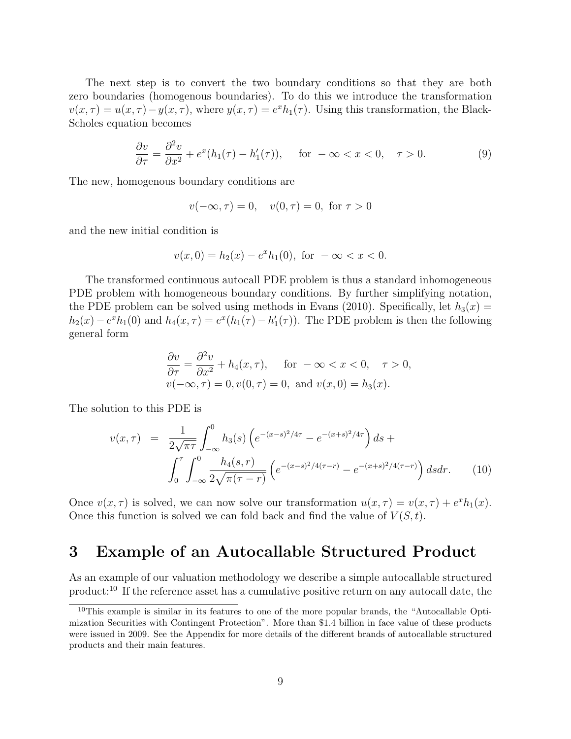The next step is to convert the two boundary conditions so that they are both zero boundaries (homogenous boundaries). To do this we introduce the transformation $v(x, \tau) = u(x, \tau) - y(x, \tau)$, where $y(x, \tau) = e^x h_1(\tau)$. Using this transformation, the Black-Scholes equation becomes

$$\frac{\partial v}{\partial \tau} = \frac{\partial^2 v}{\partial x^2} + e^x (h_1(\tau) - h_1'(\tau)), \quad \text{for } -\infty < x < 0, \quad \tau > 0. \tag{9}$$

The new, homogenous boundary conditions are

$$v(-\infty, \tau) = 0, \quad v(0, \tau) = 0, \text{ for } \tau > 0$$

and the new initial condition is

$$v(x, 0) = h_2(x) - e^x h_1(0), \text{ for } -\infty < x < 0.$$

The transformed continuous autocall PDE problem is thus a standard inhomogeneous PDE problem with homogeneous boundary conditions. By further simplifying notation, the PDE problem can be solved using methods in Evans (2010). Specifically, let $h_3(x) = h_2(x) - e^x h_1(0)$ and $h_4(x, \tau) = e^x (h_1(\tau) - h_1'(\tau))$. The PDE problem is then the following general form

$$\begin{aligned}
&\frac{\partial v}{\partial \tau} = \frac{\partial^2 v}{\partial x^2} + h_4(x, \tau), \quad \text{for } -\infty < x < 0, \quad \tau > 0, \\
&v(-\infty, \tau) = 0, v(0, \tau) = 0, \text{ and } v(x, 0) = h_3(x).
\end{aligned}$$

The solution to this PDE is

$$\begin{aligned}
v(x, \tau) &= \frac{1}{2\sqrt{\pi \tau}} \int_{-\infty}^{0} h_3(s) \left( e^{-(x-s)^2/4\tau} - e^{-(x+s)^2/4\tau} \right) ds + \\
&\quad \int_0^{\tau} \int_{-\infty}^{0} \frac{h_4(s, r)}{2\sqrt{\pi(\tau - r)}} \left( e^{-(x-s)^2/4(\tau - r)} - e^{-(x+s)^2/4(\tau - r)} \right) ds dr. \qquad (10)
\end{aligned}$$

Once $v(x, \tau)$ is solved, we can now solve our transformation $u(x, \tau) = v(x, \tau) + e^x h_1(x)$. Once this function is solved we can fold back and find the value of $V(S, t)$.

# 3 Example of an Autocallable Structured Product

As an example of our valuation methodology we describe a simple autocallable structured product:[10] If the reference asset has a cumulative positive return on any autocall date, the

[10] This example is similar in its features to one of the more popular brands, the "Autocallable Optimization Securities with Contingent Protection". More than \$1.4 billion in face value of these products were issued in 2009. See the Appendix for more details of the different brands of autocallable structured products and their main features.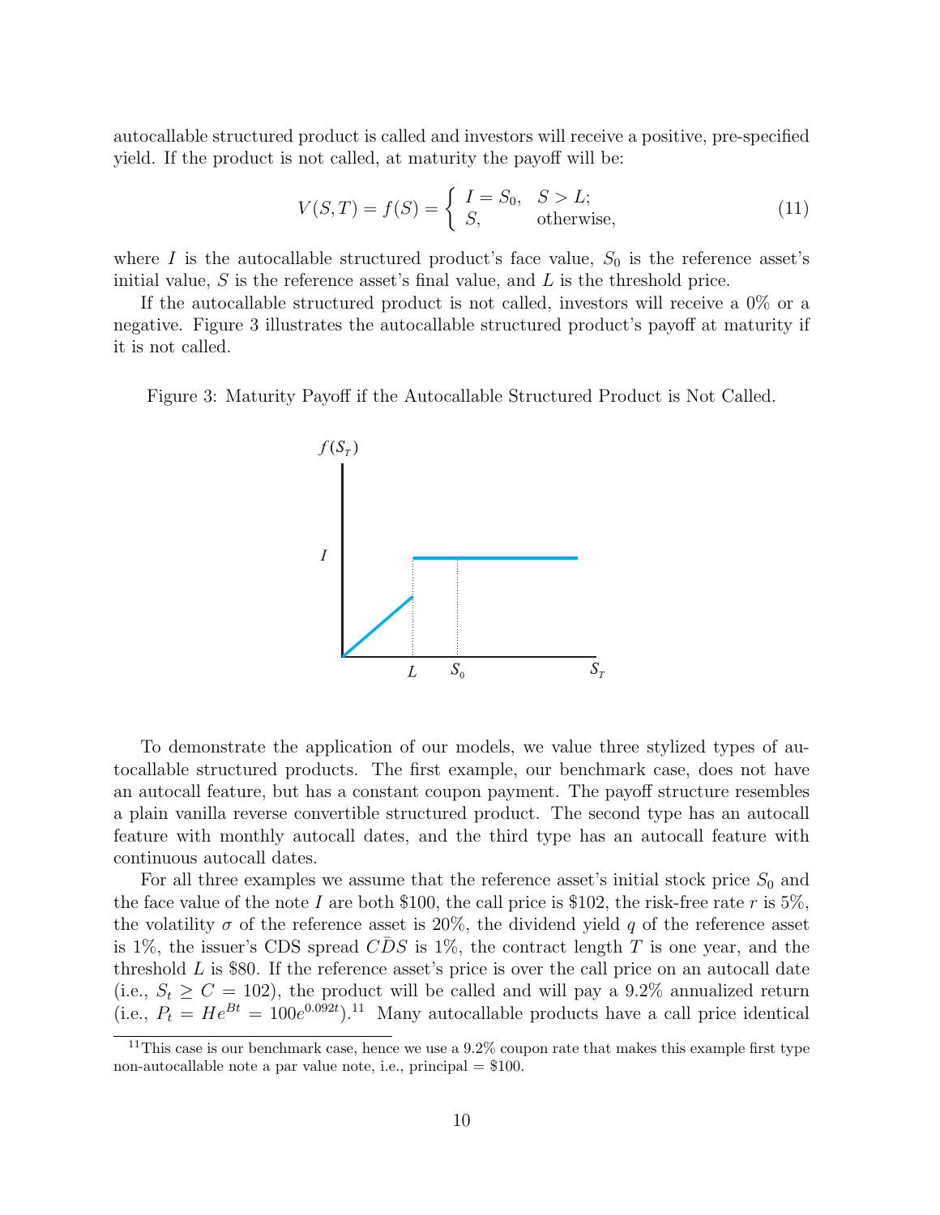autocallable structured product is called and investors will receive a positive, pre-specified yield. If the product is not called, at maturity the payoff will be:

$$V(S,T) = f(S) = \begin{cases} I = S_0, & S > L; \\ S, & \text{otherwise}, \end{cases} \tag{11}$$

where $I$ is the autocallable structured product's face value, $S_0$ is the reference asset's initial value, $S$ is the reference asset's final value, and $L$ is the threshold price.

If the autocallable structured product is not called, investors will receive a 0% or a negative. Figure 3 illustrates the autocallable structured product's payoff at maturity if it is not called.

Figure 3: Maturity Payoff if the Autocallable Structured Product is Not Called.

To demonstrate the application of our models, we value three stylized types of autocallable structured products. The first example, our benchmark case, does not have an autocall feature, but has a constant coupon payment. The payoff structure resembles a plain vanilla reverse convertible structured product. The second type has an autocall feature with monthly autocall dates, and the third type has an autocall feature with continuous autocall dates.

For all three examples we assume that the reference asset's initial stock price $S_0$ and the face value of the note $I$ are both \$100, the call price is \$102, the risk-free rate $r$ is 5%, the volatility $\sigma$ of the reference asset is 20%, the dividend yield $q$ of the reference asset is 1%, the issuer's CDS spread $C\bar{D}S$ is 1%, the contract length $T$ is one year, and the threshold $L$ is \$80. If the reference asset's price is over the call price on an autocall date (i.e., $S_t \geq C = 102$), the product will be called and will pay a 9.2% annualized return (i.e., $P_t = He^{Bt} = 100e^{0.092t}$).[11] Many autocallable products have a call price identical

[11] This case is our benchmark case, hence we use a 9.2% coupon rate that makes this example first type non-autocallable note a par value note, i.e., principal = \$100.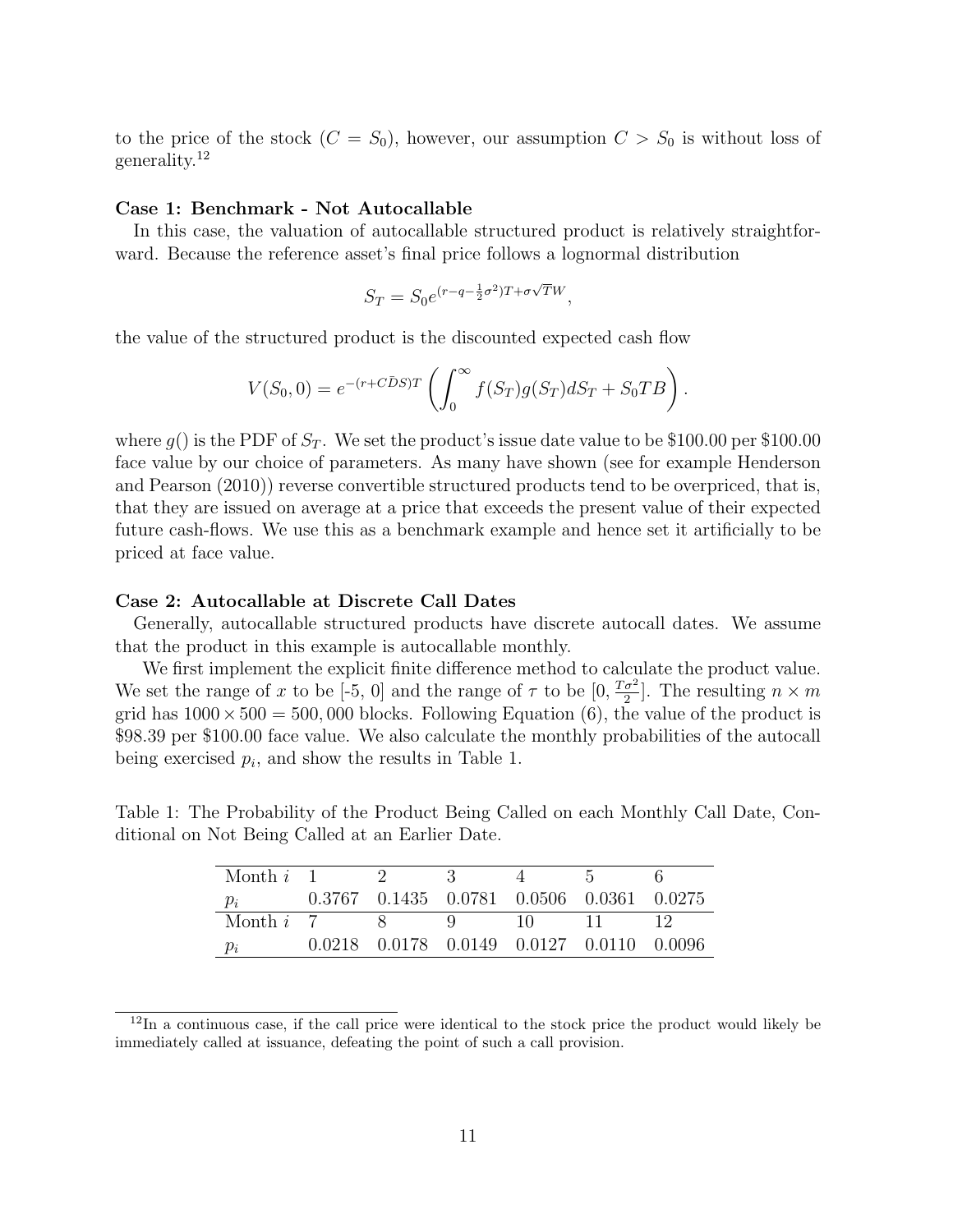to the price of the stock ($C = S_0$), however, our assumption $C > S_0$ is without loss of generality.[12]

**Case 1: Benchmark - Not Autocallable**

In this case, the valuation of autocallable structured product is relatively straightforward. Because the reference asset's final price follows a lognormal distribution

$$S_T = S_0 e^{(r-q-\frac{1}{2}\sigma^2)T+\sigma\sqrt{T}W},$$

the value of the structured product is the discounted expected cash flow

$$V(S_0, 0) = e^{-(r+C\bar{D}S)T}\left(\int_0^\infty f(S_T)g(S_T)dS_T + S_0 TB\right).$$

where $g()$ is the PDF of $S_T$. We set the product's issue date value to be \$100.00 per \$100.00 face value by our choice of parameters. As many have shown (see for example Henderson and Pearson (2010)) reverse convertible structured products tend to be overpriced, that is, that they are issued on average at a price that exceeds the present value of their expected future cash-flows. We use this as a benchmark example and hence set it artificially to be priced at face value.

**Case 2: Autocallable at Discrete Call Dates**

Generally, autocallable structured products have discrete autocall dates. We assume that the product in this example is autocallable monthly.

We first implement the explicit finite difference method to calculate the product value. We set the range of $x$ to be [-5, 0] and the range of $\tau$ to be $[0, \frac{T\sigma^2}{2}]$. The resulting $n \times m$ grid has $1000 \times 500 = 500,000$ blocks. Following Equation (6), the value of the product is \$98.39 per \$100.00 face value. We also calculate the monthly probabilities of the autocall being exercised $p_i$, and show the results in Table 1.

Table 1: The Probability of the Product Being Called on each Monthly Call Date, Conditional on Not Being Called at an Earlier Date.

| Month $i$ | 1 | 2 | 3 | 4 | 5 | 6 |
|---|---|---|---|---|---|---|
| $p_i$ | 0.3767 | 0.1435 | 0.0781 | 0.0506 | 0.0361 | 0.0275 |
| Month $i$ | 7 | 8 | 9 | 10 | 11 | 12 |
| $p_i$ | 0.0218 | 0.0178 | 0.0149 | 0.0127 | 0.0110 | 0.0096 |

[12] In a continuous case, if the call price were identical to the stock price the product would likely be immediately called at issuance, defeating the point of such a call provision.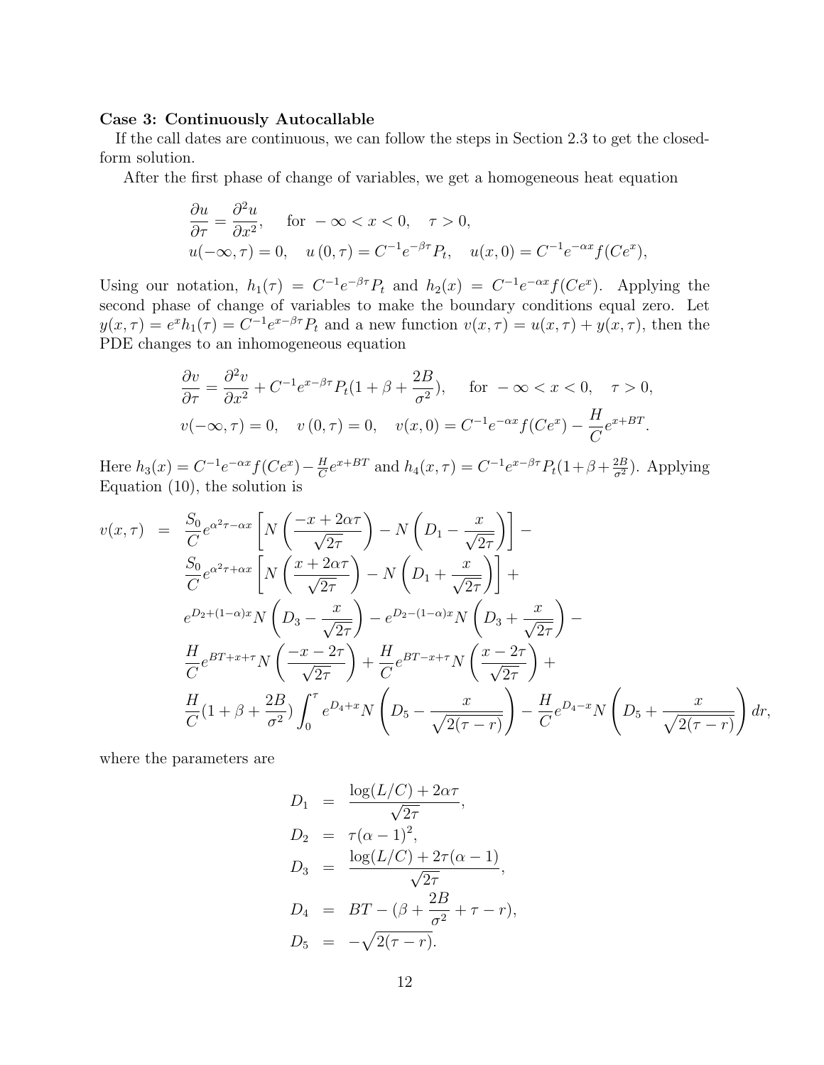**Case 3: Continuously Autocallable**

If the call dates are continuous, we can follow the steps in Section 2.3 to get the closed-form solution.

After the first phase of change of variables, we get a homogeneous heat equation

$$
\begin{aligned}
&\frac{\partial u}{\partial \tau} = \frac{\partial^2 u}{\partial x^2}, \quad \text{for } -\infty < x < 0, \quad \tau > 0, \\
&u(-\infty, \tau) = 0, \quad u(0, \tau) = C^{-1} e^{-\beta \tau} P_t, \quad u(x, 0) = C^{-1} e^{-\alpha x} f(C e^x),
\end{aligned}
$$

Using our notation, $h_1(\tau) = C^{-1} e^{-\beta\tau} P_t$ and $h_2(x) = C^{-1} e^{-\alpha x} f(Ce^x)$. Applying the second phase of change of variables to make the boundary conditions equal zero. Let $y(x, \tau) = e^x h_1(\tau) = C^{-1} e^{x - \beta\tau} P_t$ and a new function $v(x, \tau) = u(x, \tau) + y(x, \tau)$, then the PDE changes to an inhomogeneous equation

$$
\begin{aligned}
&\frac{\partial v}{\partial \tau} = \frac{\partial^2 v}{\partial x^2} + C^{-1} e^{x - \beta\tau} P_t (1 + \beta + \frac{2B}{\sigma^2}), \quad \text{for } -\infty < x < 0, \quad \tau > 0, \\
&v(-\infty, \tau) = 0, \quad v(0, \tau) = 0, \quad v(x, 0) = C^{-1} e^{-\alpha x} f(Ce^x) - \frac{H}{C} e^{x + BT}.
\end{aligned}
$$

Here $h_3(x) = C^{-1} e^{-\alpha x} f(Ce^x) - \frac{H}{C} e^{x+BT}$ and $h_4(x, \tau) = C^{-1} e^{x - \beta\tau} P_t (1 + \beta + \frac{2B}{\sigma^2})$. Applying Equation (10), the solution is

$$
\begin{aligned}
v(x, \tau) \;=\; & \frac{S_0}{C} e^{\alpha^2 \tau - \alpha x} \left[ N\left( \frac{-x + 2\alpha\tau}{\sqrt{2\tau}} \right) - N\left( D_1 - \frac{x}{\sqrt{2\tau}} \right) \right] - \\
& \frac{S_0}{C} e^{\alpha^2 \tau + \alpha x} \left[ N\left( \frac{x + 2\alpha\tau}{\sqrt{2\tau}} \right) - N\left( D_1 + \frac{x}{\sqrt{2\tau}} \right) \right] + \\
& e^{D_2 + (1-\alpha)x} N\left( D_3 - \frac{x}{\sqrt{2\tau}} \right) - e^{D_2 - (1-\alpha)x} N\left( D_3 + \frac{x}{\sqrt{2\tau}} \right) - \\
& \frac{H}{C} e^{BT + x + \tau} N\left( \frac{-x - 2\tau}{\sqrt{2\tau}} \right) + \frac{H}{C} e^{BT - x + \tau} N\left( \frac{x - 2\tau}{\sqrt{2\tau}} \right) + \\
& \frac{H}{C} (1 + \beta + \frac{2B}{\sigma^2}) \int_0^\tau e^{D_4 + x} N\left( D_5 - \frac{x}{\sqrt{2(\tau - r)}} \right) - \frac{H}{C} e^{D_4 - x} N\left( D_5 + \frac{x}{\sqrt{2(\tau - r)}} \right) dr,
\end{aligned}
$$

where the parameters are

$$
\begin{aligned}
D_1 &= \frac{\log(L/C) + 2\alpha\tau}{\sqrt{2\tau}}, \\
D_2 &= \tau(\alpha - 1)^2, \\
D_3 &= \frac{\log(L/C) + 2\tau(\alpha - 1)}{\sqrt{2\tau}}, \\
D_4 &= BT - (\beta + \frac{2B}{\sigma^2} + \tau - r), \\
D_5 &= -\sqrt{2(\tau - r)}.
\end{aligned}
$$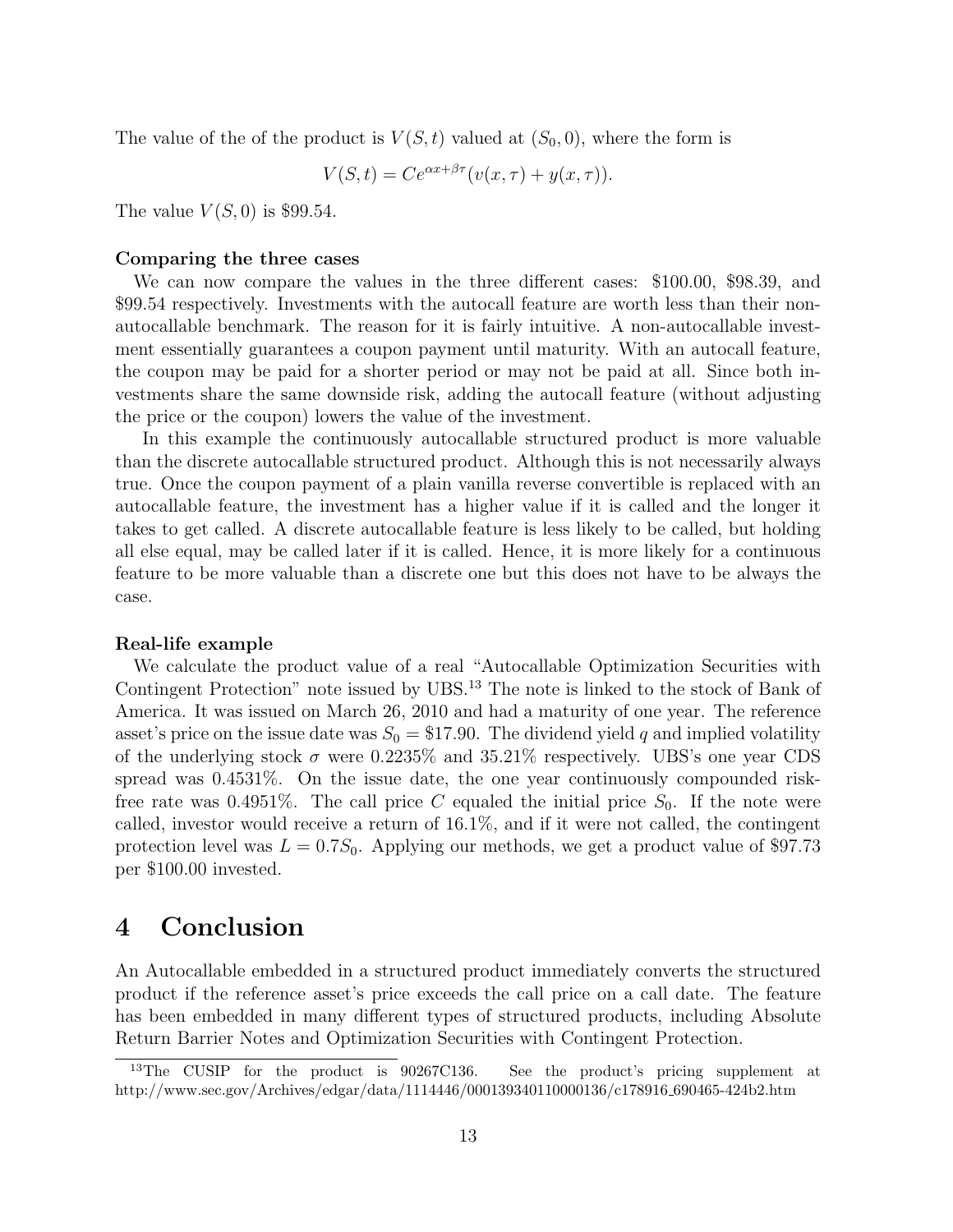The value of the of the product is $V(S,t)$ valued at $(S_0, 0)$, where the form is

$$V(S,t) = Ce^{\alpha x + \beta \tau}(v(x,\tau) + y(x,\tau)).$$

The value $V(S,0)$ is \$99.54.

**Comparing the three cases**

We can now compare the values in the three different cases: \$100.00, \$98.39, and \$99.54 respectively. Investments with the autocall feature are worth less than their non-autocallable benchmark. The reason for it is fairly intuitive. A non-autocallable investment essentially guarantees a coupon payment until maturity. With an autocall feature, the coupon may be paid for a shorter period or may not be paid at all. Since both investments share the same downside risk, adding the autocall feature (without adjusting the price or the coupon) lowers the value of the investment.

In this example the continuously autocallable structured product is more valuable than the discrete autocallable structured product. Although this is not necessarily always true. Once the coupon payment of a plain vanilla reverse convertible is replaced with an autocallable feature, the investment has a higher value if it is called and the longer it takes to get called. A discrete autocallable feature is less likely to be called, but holding all else equal, may be called later if it is called. Hence, it is more likely for a continuous feature to be more valuable than a discrete one but this does not have to be always the case.

**Real-life example**

We calculate the product value of a real "Autocallable Optimization Securities with Contingent Protection" note issued by UBS.[13] The note is linked to the stock of Bank of America. It was issued on March 26, 2010 and had a maturity of one year. The reference asset's price on the issue date was $S_0 = \$17.90$. The dividend yield $q$ and implied volatility of the underlying stock $\sigma$ were 0.2235% and 35.21% respectively. UBS's one year CDS spread was 0.4531%. On the issue date, the one year continuously compounded risk-free rate was 0.4951%. The call price $C$ equaled the initial price $S_0$. If the note were called, investor would receive a return of 16.1%, and if it were not called, the contingent protection level was $L = 0.7S_0$. Applying our methods, we get a product value of \$97.73 per \$100.00 invested.

# 4 Conclusion

An Autocallable embedded in a structured product immediately converts the structured product if the reference asset's price exceeds the call price on a call date. The feature has been embedded in many different types of structured products, including Absolute Return Barrier Notes and Optimization Securities with Contingent Protection.

[13] The CUSIP for the product is 90267C136. See the product's pricing supplement at http://www.sec.gov/Archives/edgar/data/1114446/000139340110000136/c178916_690465-424b2.htm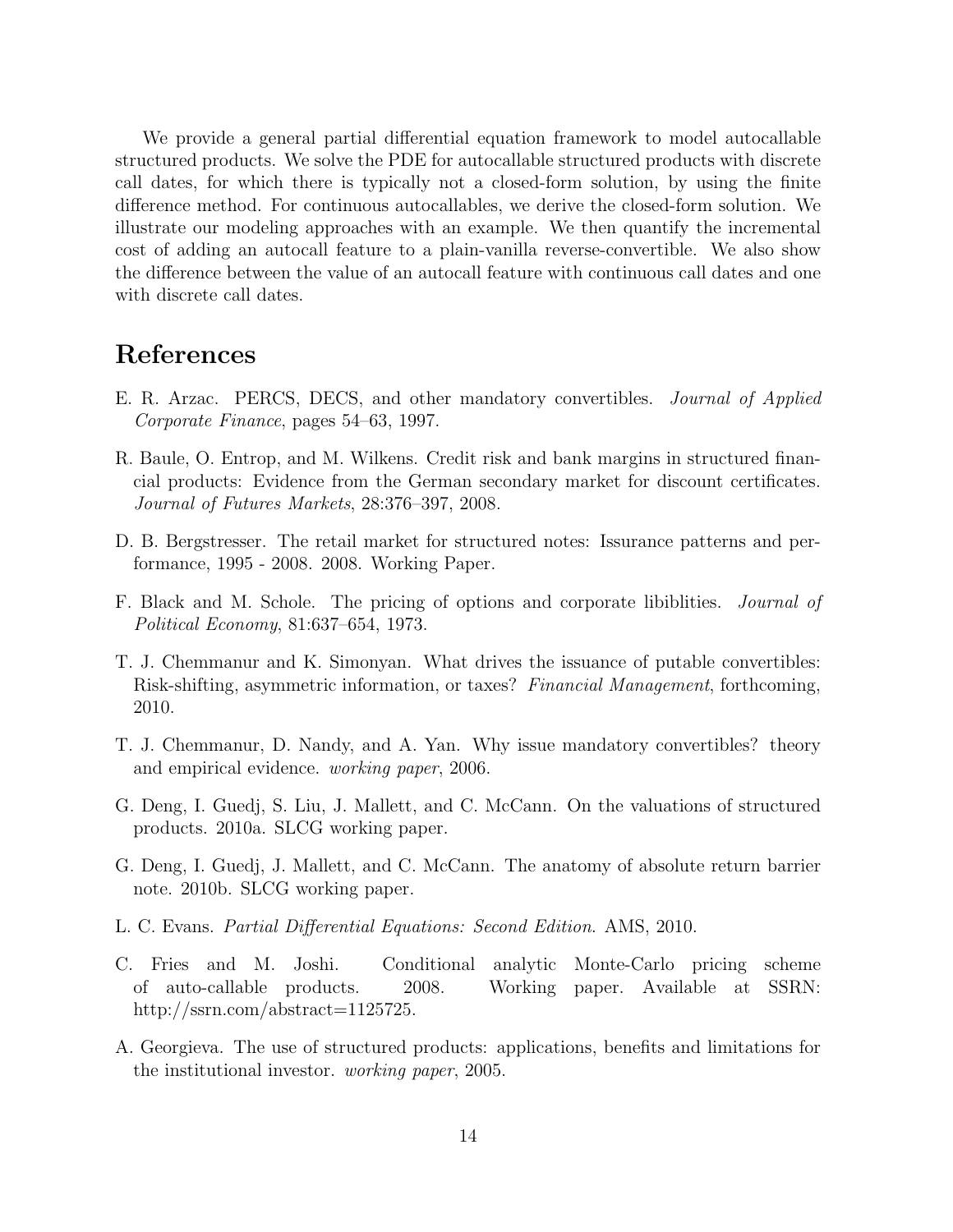We provide a general partial differential equation framework to model autocallable structured products. We solve the PDE for autocallable structured products with discrete call dates, for which there is typically not a closed-form solution, by using the finite difference method. For continuous autocallables, we derive the closed-form solution. We illustrate our modeling approaches with an example. We then quantify the incremental cost of adding an autocall feature to a plain-vanilla reverse-convertible. We also show the difference between the value of an autocall feature with continuous call dates and one with discrete call dates.

## References

E. R. Arzac. PERCS, DECS, and other mandatory convertibles. *Journal of Applied Corporate Finance*, pages 54–63, 1997.

R. Baule, O. Entrop, and M. Wilkens. Credit risk and bank margins in structured financial products: Evidence from the German secondary market for discount certificates. *Journal of Futures Markets*, 28:376–397, 2008.

D. B. Bergstresser. The retail market for structured notes: Issurance patterns and performance, 1995 - 2008. 2008. Working Paper.

F. Black and M. Schole. The pricing of options and corporate libiblities. *Journal of Political Economy*, 81:637–654, 1973.

T. J. Chemmanur and K. Simonyan. What drives the issuance of putable convertibles: Risk-shifting, asymmetric information, or taxes? *Financial Management*, forthcoming, 2010.

T. J. Chemmanur, D. Nandy, and A. Yan. Why issue mandatory convertibles? theory and empirical evidence. *working paper*, 2006.

G. Deng, I. Guedj, S. Liu, J. Mallett, and C. McCann. On the valuations of structured products. 2010a. SLCG working paper.

G. Deng, I. Guedj, J. Mallett, and C. McCann. The anatomy of absolute return barrier note. 2010b. SLCG working paper.

L. C. Evans. *Partial Differential Equations: Second Edition*. AMS, 2010.

C. Fries and M. Joshi. Conditional analytic Monte-Carlo pricing scheme of auto-callable products. 2008. Working paper. Available at SSRN: http://ssrn.com/abstract=1125725.

A. Georgieva. The use of structured products: applications, benefits and limitations for the institutional investor. *working paper*, 2005.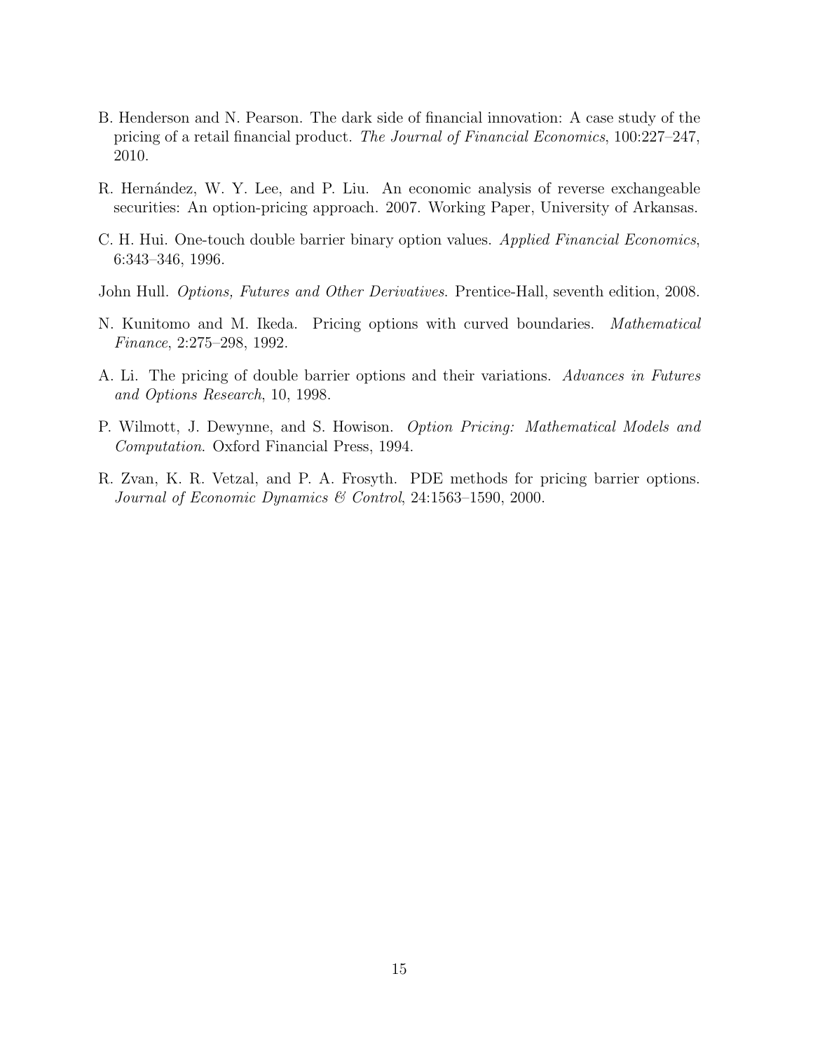B. Henderson and N. Pearson. The dark side of financial innovation: A case study of the pricing of a retail financial product. *The Journal of Financial Economics*, 100:227–247, 2010.

R. Hernández, W. Y. Lee, and P. Liu. An economic analysis of reverse exchangeable securities: An option-pricing approach. 2007. Working Paper, University of Arkansas.

C. H. Hui. One-touch double barrier binary option values. *Applied Financial Economics*, 6:343–346, 1996.

John Hull. *Options, Futures and Other Derivatives*. Prentice-Hall, seventh edition, 2008.

N. Kunitomo and M. Ikeda. Pricing options with curved boundaries. *Mathematical Finance*, 2:275–298, 1992.

A. Li. The pricing of double barrier options and their variations. *Advances in Futures and Options Research*, 10, 1998.

P. Wilmott, J. Dewynne, and S. Howison. *Option Pricing: Mathematical Models and Computation*. Oxford Financial Press, 1994.

R. Zvan, K. R. Vetzal, and P. A. Frosyth. PDE methods for pricing barrier options. *Journal of Economic Dynamics & Control*, 24:1563–1590, 2000.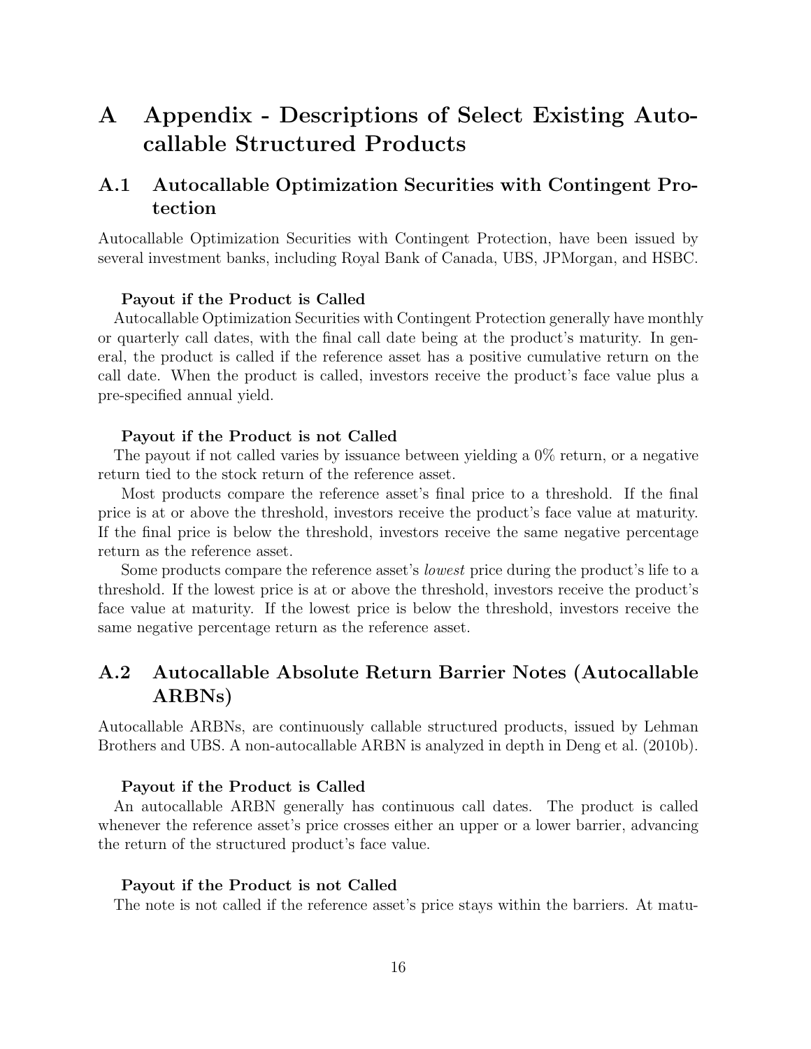# A Appendix - Descriptions of Select Existing Autocallable Structured Products

## A.1 Autocallable Optimization Securities with Contingent Protection

Autocallable Optimization Securities with Contingent Protection, have been issued by several investment banks, including Royal Bank of Canada, UBS, JPMorgan, and HSBC.

**Payout if the Product is Called**

Autocallable Optimization Securities with Contingent Protection generally have monthly or quarterly call dates, with the final call date being at the product's maturity. In general, the product is called if the reference asset has a positive cumulative return on the call date. When the product is called, investors receive the product's face value plus a pre-specified annual yield.

**Payout if the Product is not Called**

The payout if not called varies by issuance between yielding a 0% return, or a negative return tied to the stock return of the reference asset.

Most products compare the reference asset's final price to a threshold. If the final price is at or above the threshold, investors receive the product's face value at maturity. If the final price is below the threshold, investors receive the same negative percentage return as the reference asset.

Some products compare the reference asset's *lowest* price during the product's life to a threshold. If the lowest price is at or above the threshold, investors receive the product's face value at maturity. If the lowest price is below the threshold, investors receive the same negative percentage return as the reference asset.

## A.2 Autocallable Absolute Return Barrier Notes (Autocallable ARBNs)

Autocallable ARBNs, are continuously callable structured products, issued by Lehman Brothers and UBS. A non-autocallable ARBN is analyzed in depth in Deng et al. (2010b).

**Payout if the Product is Called**

An autocallable ARBN generally has continuous call dates. The product is called whenever the reference asset's price crosses either an upper or a lower barrier, advancing the return of the structured product's face value.

**Payout if the Product is not Called**

The note is not called if the reference asset's price stays within the barriers. At matu-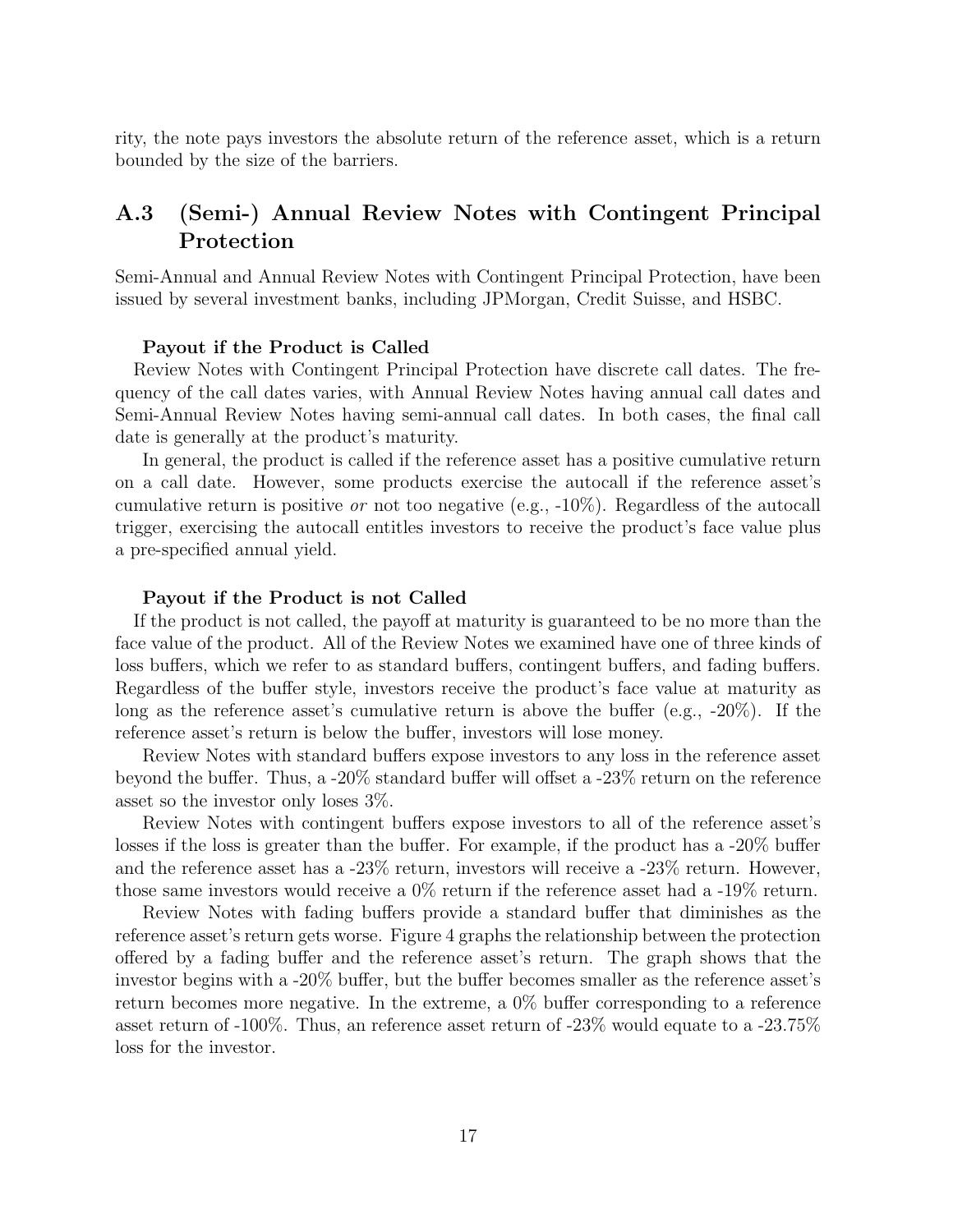rity, the note pays investors the absolute return of the reference asset, which is a return bounded by the size of the barriers.

## A.3 (Semi-) Annual Review Notes with Contingent Principal Protection

Semi-Annual and Annual Review Notes with Contingent Principal Protection, have been issued by several investment banks, including JPMorgan, Credit Suisse, and HSBC.

**Payout if the Product is Called**

Review Notes with Contingent Principal Protection have discrete call dates. The frequency of the call dates varies, with Annual Review Notes having annual call dates and Semi-Annual Review Notes having semi-annual call dates. In both cases, the final call date is generally at the product's maturity.

In general, the product is called if the reference asset has a positive cumulative return on a call date. However, some products exercise the autocall if the reference asset's cumulative return is positive *or* not too negative (e.g., -10%). Regardless of the autocall trigger, exercising the autocall entitles investors to receive the product's face value plus a pre-specified annual yield.

**Payout if the Product is not Called**

If the product is not called, the payoff at maturity is guaranteed to be no more than the face value of the product. All of the Review Notes we examined have one of three kinds of loss buffers, which we refer to as standard buffers, contingent buffers, and fading buffers. Regardless of the buffer style, investors receive the product's face value at maturity as long as the reference asset's cumulative return is above the buffer (e.g., -20%). If the reference asset's return is below the buffer, investors will lose money.

Review Notes with standard buffers expose investors to any loss in the reference asset beyond the buffer. Thus, a -20% standard buffer will offset a -23% return on the reference asset so the investor only loses 3%.

Review Notes with contingent buffers expose investors to all of the reference asset's losses if the loss is greater than the buffer. For example, if the product has a -20% buffer and the reference asset has a -23% return, investors will receive a -23% return. However, those same investors would receive a 0% return if the reference asset had a -19% return.

Review Notes with fading buffers provide a standard buffer that diminishes as the reference asset's return gets worse. Figure 4 graphs the relationship between the protection offered by a fading buffer and the reference asset's return. The graph shows that the investor begins with a -20% buffer, but the buffer becomes smaller as the reference asset's return becomes more negative. In the extreme, a 0% buffer corresponding to a reference asset return of -100%. Thus, an reference asset return of -23% would equate to a -23.75% loss for the investor.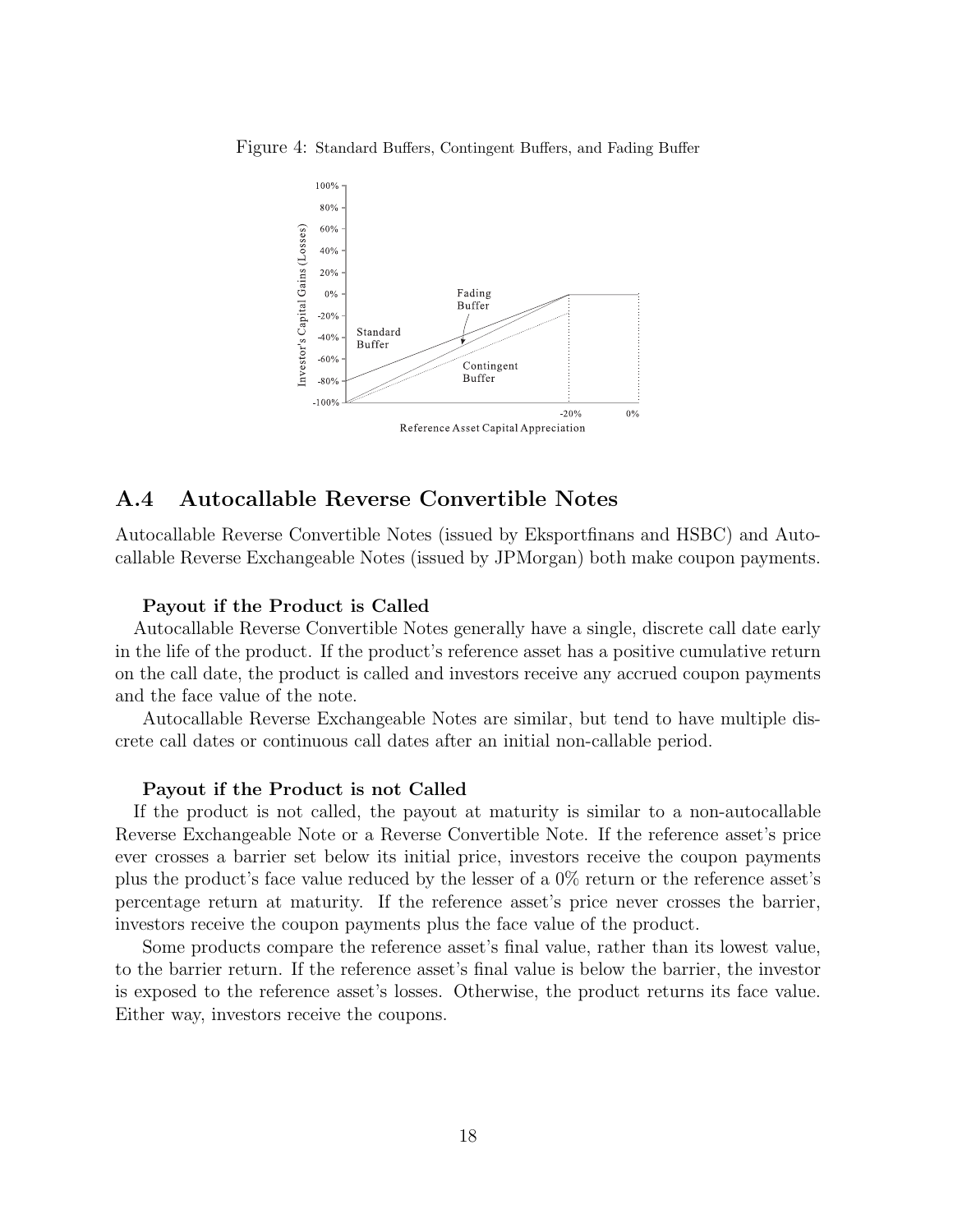Figure 4: Standard Buffers, Contingent Buffers, and Fading Buffer

## A.4 Autocallable Reverse Convertible Notes

Autocallable Reverse Convertible Notes (issued by Eksportfinans and HSBC) and Autocallable Reverse Exchangeable Notes (issued by JPMorgan) both make coupon payments.

**Payout if the Product is Called**

Autocallable Reverse Convertible Notes generally have a single, discrete call date early in the life of the product. If the product's reference asset has a positive cumulative return on the call date, the product is called and investors receive any accrued coupon payments and the face value of the note.

Autocallable Reverse Exchangeable Notes are similar, but tend to have multiple discrete call dates or continuous call dates after an initial non-callable period.

**Payout if the Product is not Called**

If the product is not called, the payout at maturity is similar to a non-autocallable Reverse Exchangeable Note or a Reverse Convertible Note. If the reference asset's price ever crosses a barrier set below its initial price, investors receive the coupon payments plus the product's face value reduced by the lesser of a 0% return or the reference asset's percentage return at maturity. If the reference asset's price never crosses the barrier, investors receive the coupon payments plus the face value of the product.

Some products compare the reference asset's final value, rather than its lowest value, to the barrier return. If the reference asset's final value is below the barrier, the investor is exposed to the reference asset's losses. Otherwise, the product returns its face value. Either way, investors receive the coupons.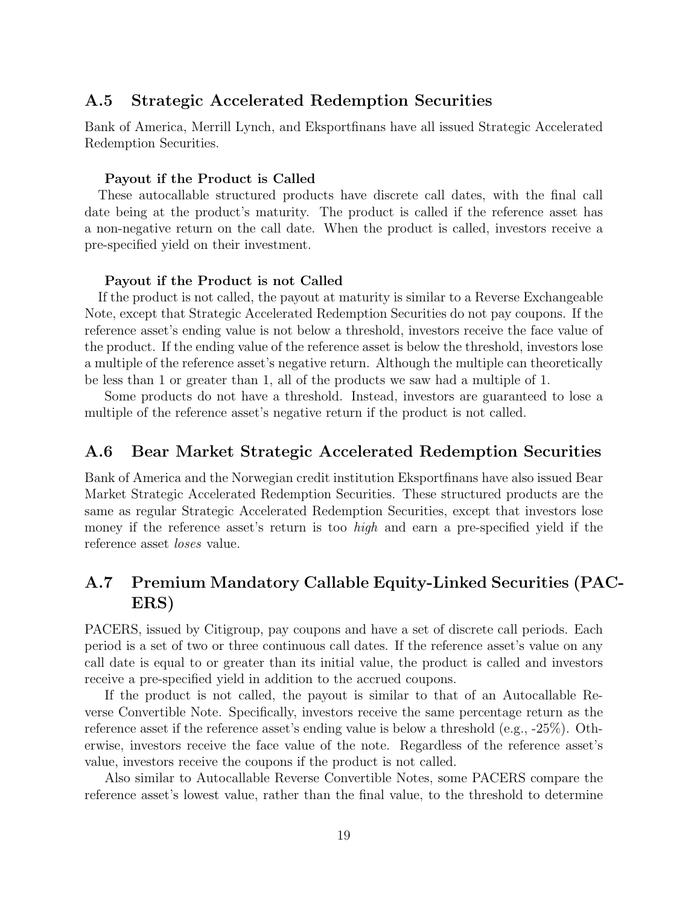## A.5 Strategic Accelerated Redemption Securities

Bank of America, Merrill Lynch, and Eksportfinans have all issued Strategic Accelerated Redemption Securities.

**Payout if the Product is Called**

These autocallable structured products have discrete call dates, with the final call date being at the product's maturity. The product is called if the reference asset has a non-negative return on the call date. When the product is called, investors receive a pre-specified yield on their investment.

**Payout if the Product is not Called**

If the product is not called, the payout at maturity is similar to a Reverse Exchangeable Note, except that Strategic Accelerated Redemption Securities do not pay coupons. If the reference asset's ending value is not below a threshold, investors receive the face value of the product. If the ending value of the reference asset is below the threshold, investors lose a multiple of the reference asset's negative return. Although the multiple can theoretically be less than 1 or greater than 1, all of the products we saw had a multiple of 1.

Some products do not have a threshold. Instead, investors are guaranteed to lose a multiple of the reference asset's negative return if the product is not called.

## A.6 Bear Market Strategic Accelerated Redemption Securities

Bank of America and the Norwegian credit institution Eksportfinans have also issued Bear Market Strategic Accelerated Redemption Securities. These structured products are the same as regular Strategic Accelerated Redemption Securities, except that investors lose money if the reference asset's return is too *high* and earn a pre-specified yield if the reference asset *loses* value.

## A.7 Premium Mandatory Callable Equity-Linked Securities (PACERS)

PACERS, issued by Citigroup, pay coupons and have a set of discrete call periods. Each period is a set of two or three continuous call dates. If the reference asset's value on any call date is equal to or greater than its initial value, the product is called and investors receive a pre-specified yield in addition to the accrued coupons.

If the product is not called, the payout is similar to that of an Autocallable Reverse Convertible Note. Specifically, investors receive the same percentage return as the reference asset if the reference asset's ending value is below a threshold (e.g., -25%). Otherwise, investors receive the face value of the note. Regardless of the reference asset's value, investors receive the coupons if the product is not called.

Also similar to Autocallable Reverse Convertible Notes, some PACERS compare the reference asset's lowest value, rather than the final value, to the threshold to determine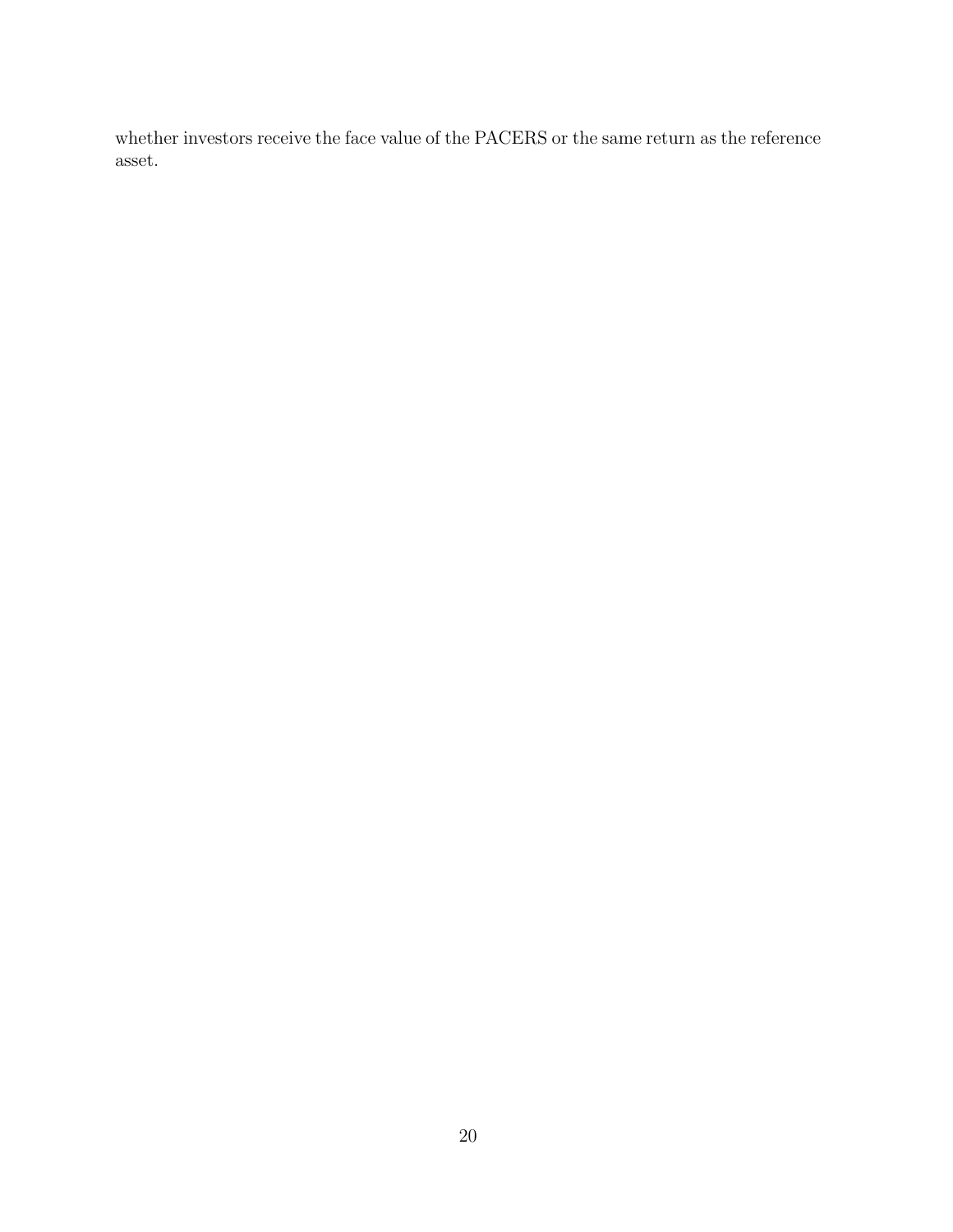whether investors receive the face value of the PACERS or the same return as the reference asset.